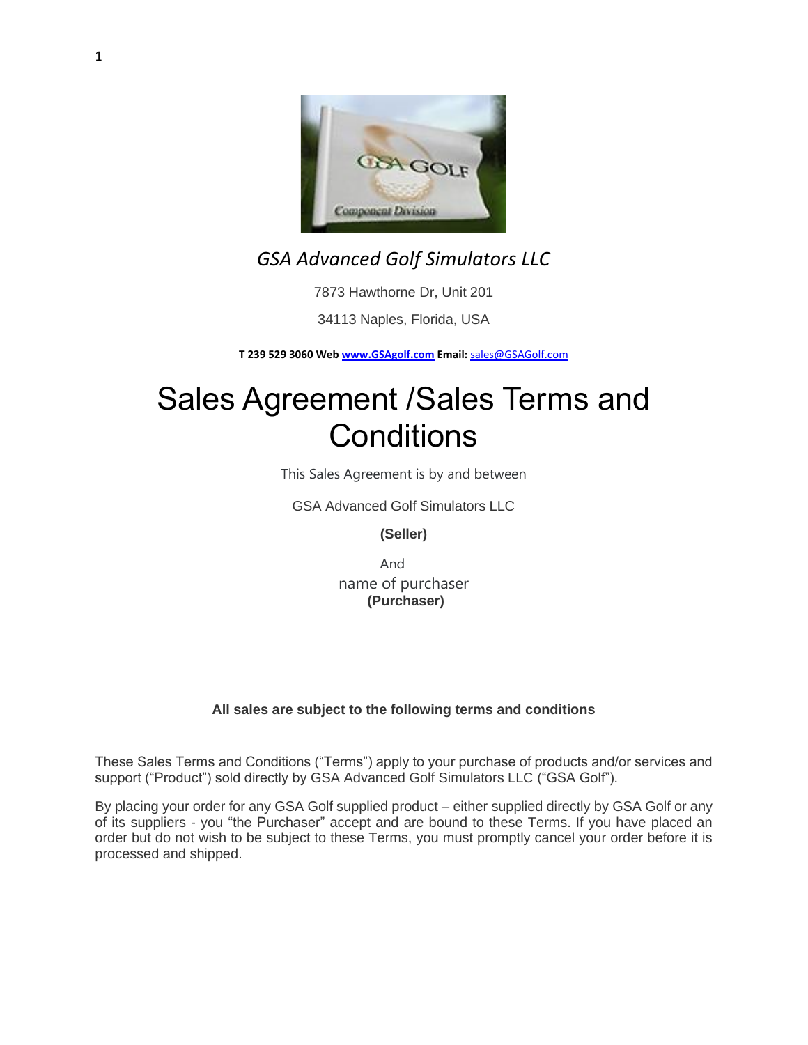*GSA Advanced Golf Simulators LLC*

7873 Hawthorne Dr, Unit 201

34113 Naples, Florida, USA

**T 239 529 3060 Web [www.GSAgolf.com](http://www.GSAgolf.com) Email:** [sales@GSAGolf.com](mailto:sales@GSAGolf.com)

# Sales Agreement /Sales Terms and Conditions

This Sales Agreement is by and between

GSA Advanced Golf Simulators LLC

**(Seller)**

And

name of purchaser

**(Purchaser)**

**All sales are subject to the following terms and conditions**

These Sales Terms and Conditions ("Terms") apply to your purchase of products and/or services and support ("Product") sold directly by GSA Advanced Golf Simulators LLC ("GSA Golf").

By placing your order for any GSA Golf supplied product – either supplied directly by GSA Golf or any of its suppliers - you "the Purchaser" accept and are bound to these Terms. If you have placed an order but do not wish to be subject to these Terms, you must promptly cancel your order before it is processed and shipped.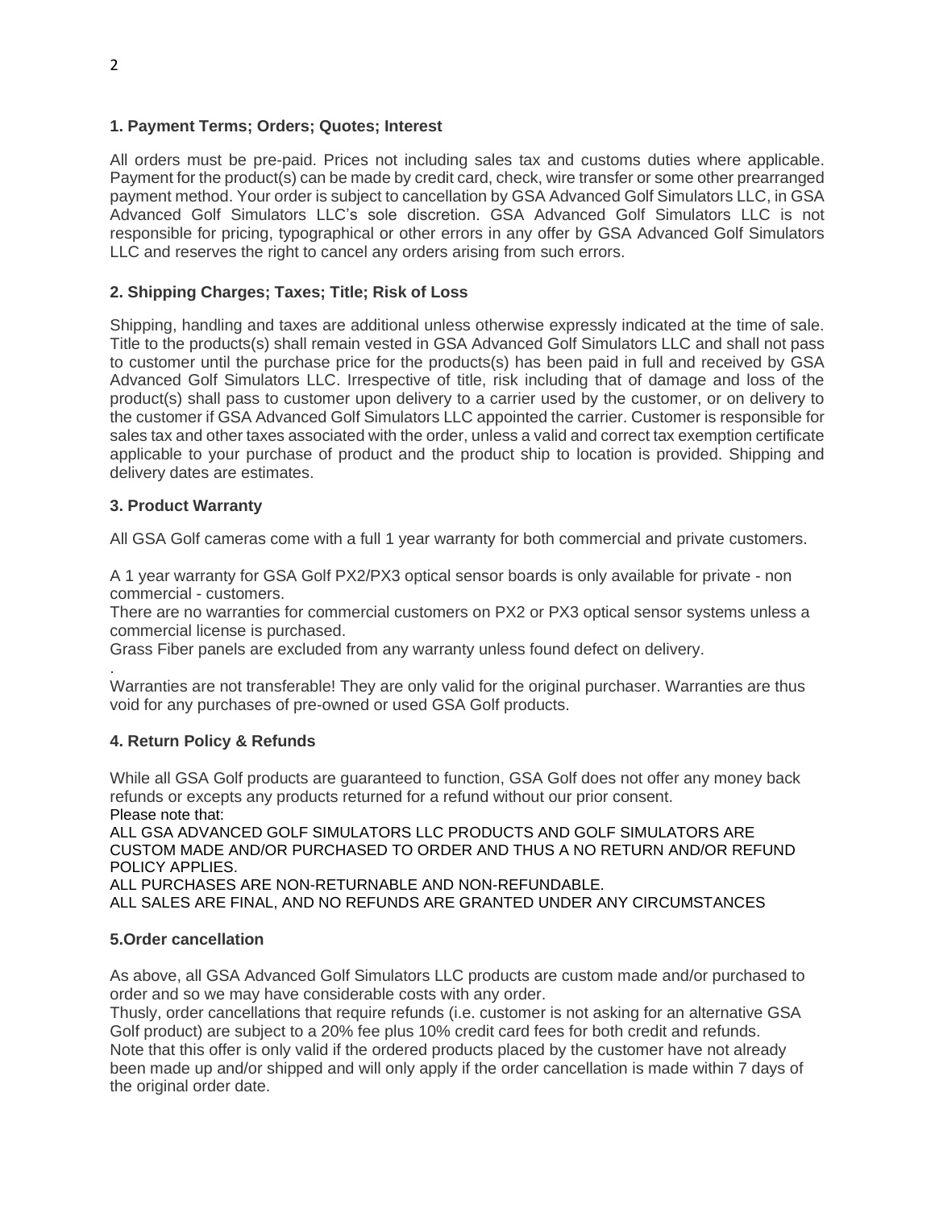### 1. Payment Terms; Orders; Quotes; Interest

All orders must be pre-paid. Prices not including sales tax and customs duties where applicable. Payment for the product(s) can be made by credit card, check, wire transfer or some other prearranged payment method. Your order is subject to cancellation by GSA Advanced Golf Simulators LLC, in GSA Advanced Golf Simulators LLC's sole discretion. GSA Advanced Golf Simulators LLC is not responsible for pricing, typographical or other errors in any offer by GSA Advanced Golf Simulators LLC and reserves the right to cancel any orders arising from such errors.

### 2. Shipping Charges; Taxes; Title; Risk of Loss

Shipping, handling and taxes are additional unless otherwise expressly indicated at the time of sale. Title to the products(s) shall remain vested in GSA Advanced Golf Simulators LLC and shall not pass to customer until the purchase price for the products(s) has been paid in full and received by GSA Advanced Golf Simulators LLC. Irrespective of title, risk including that of damage and loss of the product(s) shall pass to customer upon delivery to a carrier used by the customer, or on delivery to the customer if GSA Advanced Golf Simulators LLC appointed the carrier. Customer is responsible for sales tax and other taxes associated with the order, unless a valid and correct tax exemption certificate applicable to your purchase of product and the product ship to location is provided. Shipping and delivery dates are estimates.

### 3. Product Warranty

All GSA Golf cameras come with a full 1 year warranty for both commercial and private customers.

A 1 year warranty for GSA Golf PX2/PX3 optical sensor boards is only available for private - non commercial - customers.
There are no warranties for commercial customers on PX2 or PX3 optical sensor systems unless a commercial license is purchased.
Grass Fiber panels are excluded from any warranty unless found defect on delivery.
.
Warranties are not transferable! They are only valid for the original purchaser. Warranties are thus void for any purchases of pre-owned or used GSA Golf products.

### 4. Return Policy & Refunds

While all GSA Golf products are guaranteed to function, GSA Golf does not offer any money back refunds or excepts any products returned for a refund without our prior consent.
Please note that:
ALL GSA ADVANCED GOLF SIMULATORS LLC PRODUCTS AND GOLF SIMULATORS ARE CUSTOM MADE AND/OR PURCHASED TO ORDER AND THUS A NO RETURN AND/OR REFUND POLICY APPLIES.
ALL PURCHASES ARE NON-RETURNABLE AND NON-REFUNDABLE.
ALL SALES ARE FINAL, AND NO REFUNDS ARE GRANTED UNDER ANY CIRCUMSTANCES

### 5.Order cancellation

As above, all GSA Advanced Golf Simulators LLC products are custom made and/or purchased to order and so we may have considerable costs with any order.
Thusly, order cancellations that require refunds (i.e. customer is not asking for an alternative GSA Golf product) are subject to a 20% fee plus 10% credit card fees for both credit and refunds.
Note that this offer is only valid if the ordered products placed by the customer have not already been made up and/or shipped and will only apply if the order cancellation is made within 7 days of the original order date.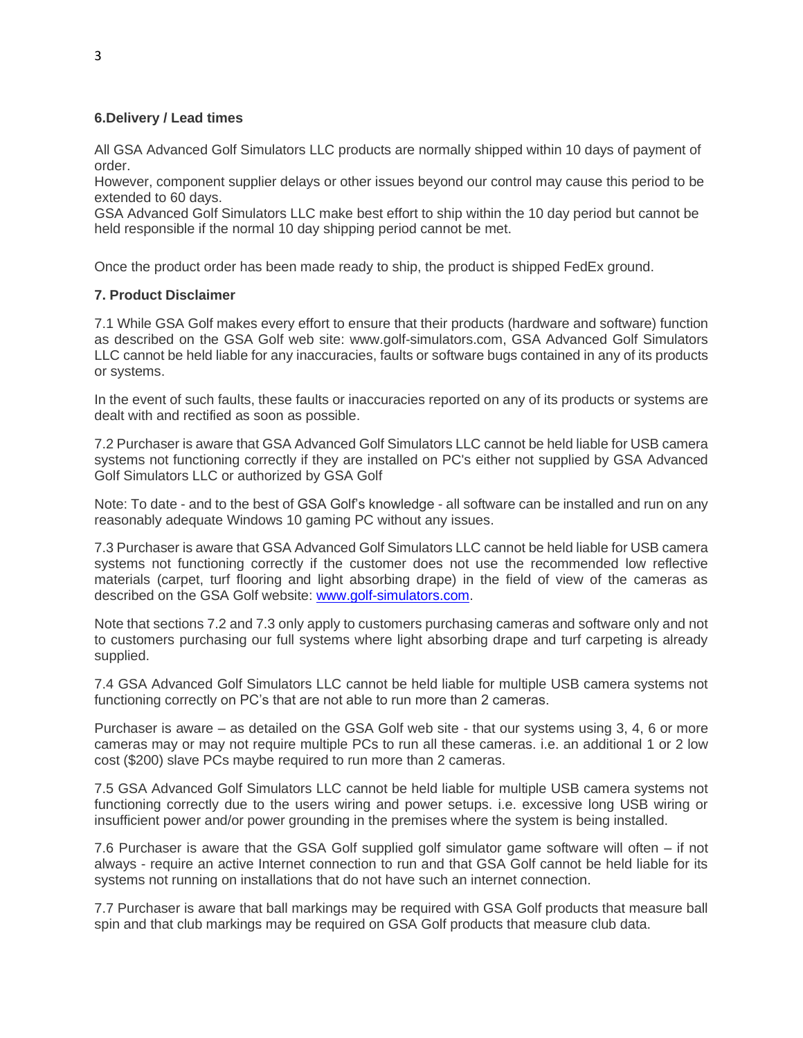### 6.Delivery / Lead times

All GSA Advanced Golf Simulators LLC products are normally shipped within 10 days of payment of order.
However, component supplier delays or other issues beyond our control may cause this period to be extended to 60 days.
GSA Advanced Golf Simulators LLC make best effort to ship within the 10 day period but cannot be held responsible if the normal 10 day shipping period cannot be met.

Once the product order has been made ready to ship, the product is shipped FedEx ground.

### 7. Product Disclaimer

7.1 While GSA Golf makes every effort to ensure that their products (hardware and software) function as described on the GSA Golf web site: www.golf-simulators.com, GSA Advanced Golf Simulators LLC cannot be held liable for any inaccuracies, faults or software bugs contained in any of its products or systems.

In the event of such faults, these faults or inaccuracies reported on any of its products or systems are dealt with and rectified as soon as possible.

7.2 Purchaser is aware that GSA Advanced Golf Simulators LLC cannot be held liable for USB camera systems not functioning correctly if they are installed on PC's either not supplied by GSA Advanced Golf Simulators LLC or authorized by GSA Golf

Note: To date - and to the best of GSA Golf's knowledge - all software can be installed and run on any reasonably adequate Windows 10 gaming PC without any issues.

7.3 Purchaser is aware that GSA Advanced Golf Simulators LLC cannot be held liable for USB camera systems not functioning correctly if the customer does not use the recommended low reflective materials (carpet, turf flooring and light absorbing drape) in the field of view of the cameras as described on the GSA Golf website: [www.golf-simulators.com](www.golf-simulators.com).

Note that sections 7.2 and 7.3 only apply to customers purchasing cameras and software only and not to customers purchasing our full systems where light absorbing drape and turf carpeting is already supplied.

7.4 GSA Advanced Golf Simulators LLC cannot be held liable for multiple USB camera systems not functioning correctly on PC's that are not able to run more than 2 cameras.

Purchaser is aware – as detailed on the GSA Golf web site - that our systems using 3, 4, 6 or more cameras may or may not require multiple PCs to run all these cameras. i.e. an additional 1 or 2 low cost ($200) slave PCs maybe required to run more than 2 cameras.

7.5 GSA Advanced Golf Simulators LLC cannot be held liable for multiple USB camera systems not functioning correctly due to the users wiring and power setups. i.e. excessive long USB wiring or insufficient power and/or power grounding in the premises where the system is being installed.

7.6 Purchaser is aware that the GSA Golf supplied golf simulator game software will often – if not always - require an active Internet connection to run and that GSA Golf cannot be held liable for its systems not running on installations that do not have such an internet connection.

7.7 Purchaser is aware that ball markings may be required with GSA Golf products that measure ball spin and that club markings may be required on GSA Golf products that measure club data.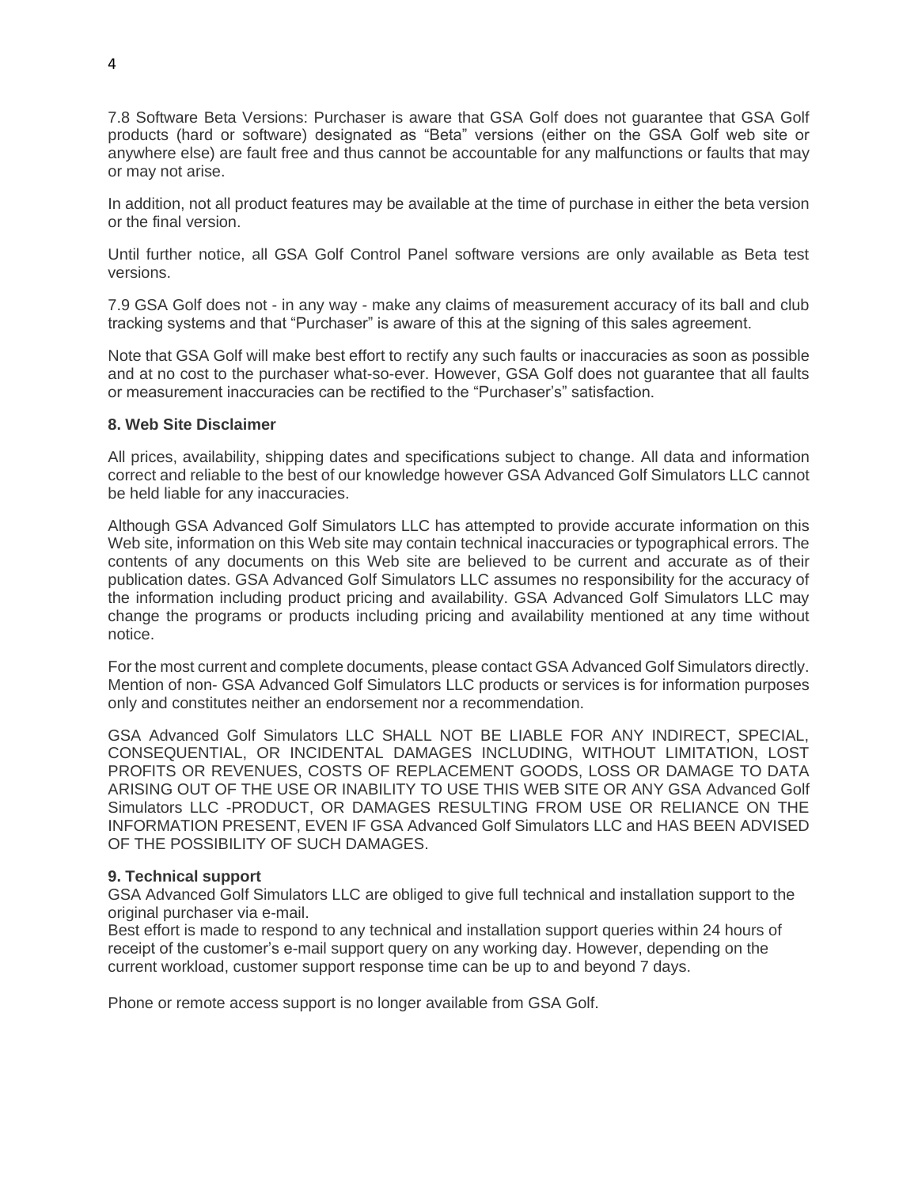7.8 Software Beta Versions: Purchaser is aware that GSA Golf does not guarantee that GSA Golf products (hard or software) designated as "Beta" versions (either on the GSA Golf web site or anywhere else) are fault free and thus cannot be accountable for any malfunctions or faults that may or may not arise.

In addition, not all product features may be available at the time of purchase in either the beta version or the final version.

Until further notice, all GSA Golf Control Panel software versions are only available as Beta test versions.

7.9 GSA Golf does not - in any way - make any claims of measurement accuracy of its ball and club tracking systems and that "Purchaser" is aware of this at the signing of this sales agreement.

Note that GSA Golf will make best effort to rectify any such faults or inaccuracies as soon as possible and at no cost to the purchaser what-so-ever. However, GSA Golf does not guarantee that all faults or measurement inaccuracies can be rectified to the "Purchaser's" satisfaction.

**8. Web Site Disclaimer**

All prices, availability, shipping dates and specifications subject to change. All data and information correct and reliable to the best of our knowledge however GSA Advanced Golf Simulators LLC cannot be held liable for any inaccuracies.

Although GSA Advanced Golf Simulators LLC has attempted to provide accurate information on this Web site, information on this Web site may contain technical inaccuracies or typographical errors. The contents of any documents on this Web site are believed to be current and accurate as of their publication dates. GSA Advanced Golf Simulators LLC assumes no responsibility for the accuracy of the information including product pricing and availability. GSA Advanced Golf Simulators LLC may change the programs or products including pricing and availability mentioned at any time without notice.

For the most current and complete documents, please contact GSA Advanced Golf Simulators directly. Mention of non- GSA Advanced Golf Simulators LLC products or services is for information purposes only and constitutes neither an endorsement nor a recommendation.

GSA Advanced Golf Simulators LLC SHALL NOT BE LIABLE FOR ANY INDIRECT, SPECIAL, CONSEQUENTIAL, OR INCIDENTAL DAMAGES INCLUDING, WITHOUT LIMITATION, LOST PROFITS OR REVENUES, COSTS OF REPLACEMENT GOODS, LOSS OR DAMAGE TO DATA ARISING OUT OF THE USE OR INABILITY TO USE THIS WEB SITE OR ANY GSA Advanced Golf Simulators LLC -PRODUCT, OR DAMAGES RESULTING FROM USE OR RELIANCE ON THE INFORMATION PRESENT, EVEN IF GSA Advanced Golf Simulators LLC and HAS BEEN ADVISED OF THE POSSIBILITY OF SUCH DAMAGES.

**9. Technical support**

GSA Advanced Golf Simulators LLC are obliged to give full technical and installation support to the original purchaser via e-mail.
Best effort is made to respond to any technical and installation support queries within 24 hours of receipt of the customer's e-mail support query on any working day. However, depending on the current workload, customer support response time can be up to and beyond 7 days.

Phone or remote access support is no longer available from GSA Golf.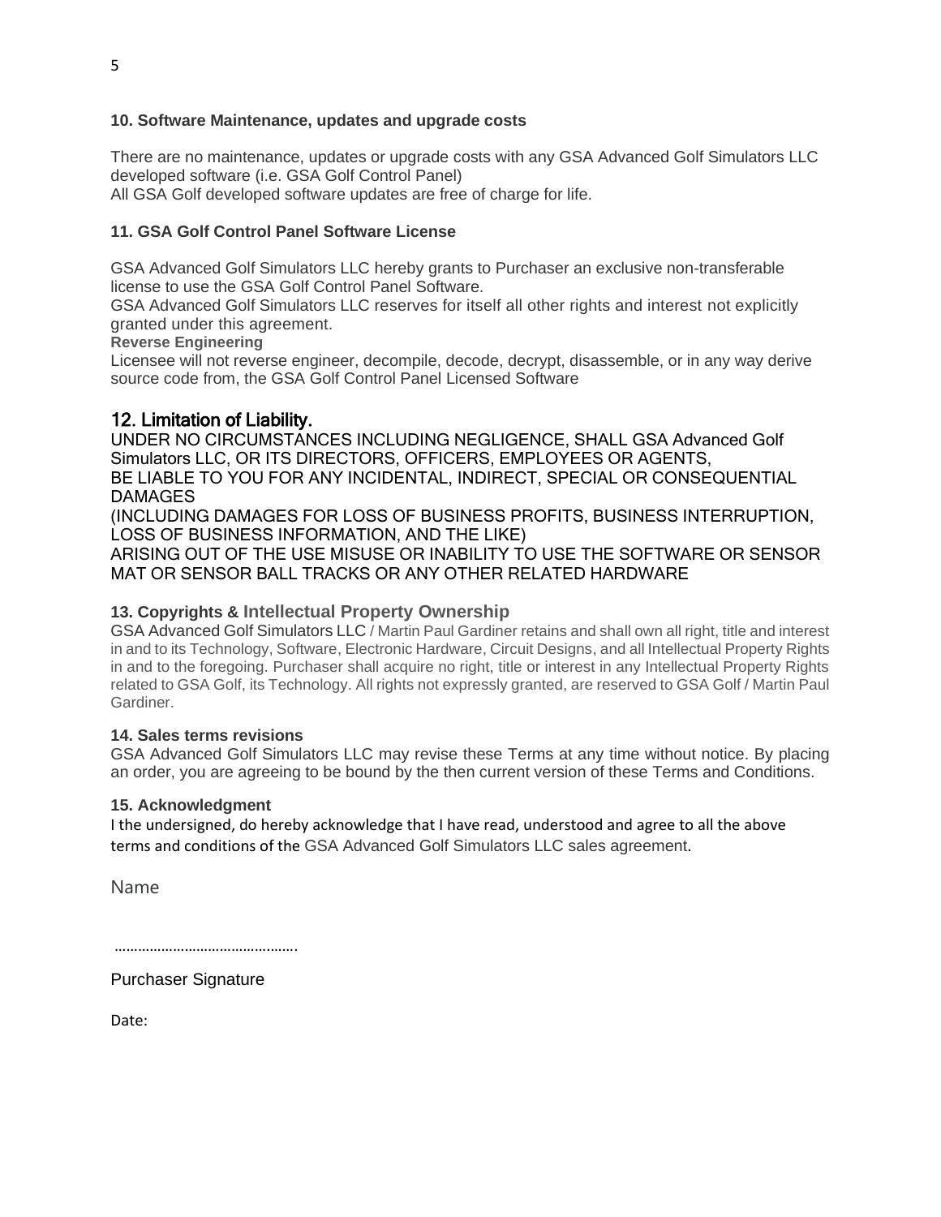### 10. Software Maintenance, updates and upgrade costs

There are no maintenance, updates or upgrade costs with any GSA Advanced Golf Simulators LLC developed software (i.e. GSA Golf Control Panel)
All GSA Golf developed software updates are free of charge for life.

### 11. GSA Golf Control Panel Software License

GSA Advanced Golf Simulators LLC hereby grants to Purchaser an exclusive non-transferable license to use the GSA Golf Control Panel Software.
GSA Advanced Golf Simulators LLC reserves for itself all other rights and interest not explicitly granted under this agreement.

**Reverse Engineering**

Licensee will not reverse engineer, decompile, decode, decrypt, disassemble, or in any way derive source code from, the GSA Golf Control Panel Licensed Software

## 12. Limitation of Liability.

UNDER NO CIRCUMSTANCES INCLUDING NEGLIGENCE, SHALL GSA Advanced Golf Simulators LLC, OR ITS DIRECTORS, OFFICERS, EMPLOYEES OR AGENTS,
BE LIABLE TO YOU FOR ANY INCIDENTAL, INDIRECT, SPECIAL OR CONSEQUENTIAL DAMAGES
(INCLUDING DAMAGES FOR LOSS OF BUSINESS PROFITS, BUSINESS INTERRUPTION, LOSS OF BUSINESS INFORMATION, AND THE LIKE)
ARISING OUT OF THE USE MISUSE OR INABILITY TO USE THE SOFTWARE OR SENSOR MAT OR SENSOR BALL TRACKS OR ANY OTHER RELATED HARDWARE

### 13. Copyrights & Intellectual Property Ownership

GSA Advanced Golf Simulators LLC / Martin Paul Gardiner retains and shall own all right, title and interest in and to its Technology, Software, Electronic Hardware, Circuit Designs, and all Intellectual Property Rights in and to the foregoing. Purchaser shall acquire no right, title or interest in any Intellectual Property Rights related to GSA Golf, its Technology. All rights not expressly granted, are reserved to GSA Golf / Martin Paul Gardiner.

### 14. Sales terms revisions

GSA Advanced Golf Simulators LLC may revise these Terms at any time without notice. By placing an order, you are agreeing to be bound by the then current version of these Terms and Conditions.

### 15. Acknowledgment

I the undersigned, do hereby acknowledge that I have read, understood and agree to all the above terms and conditions of the GSA Advanced Golf Simulators LLC sales agreement.

Name

……………………………………….

Purchaser Signature

Date: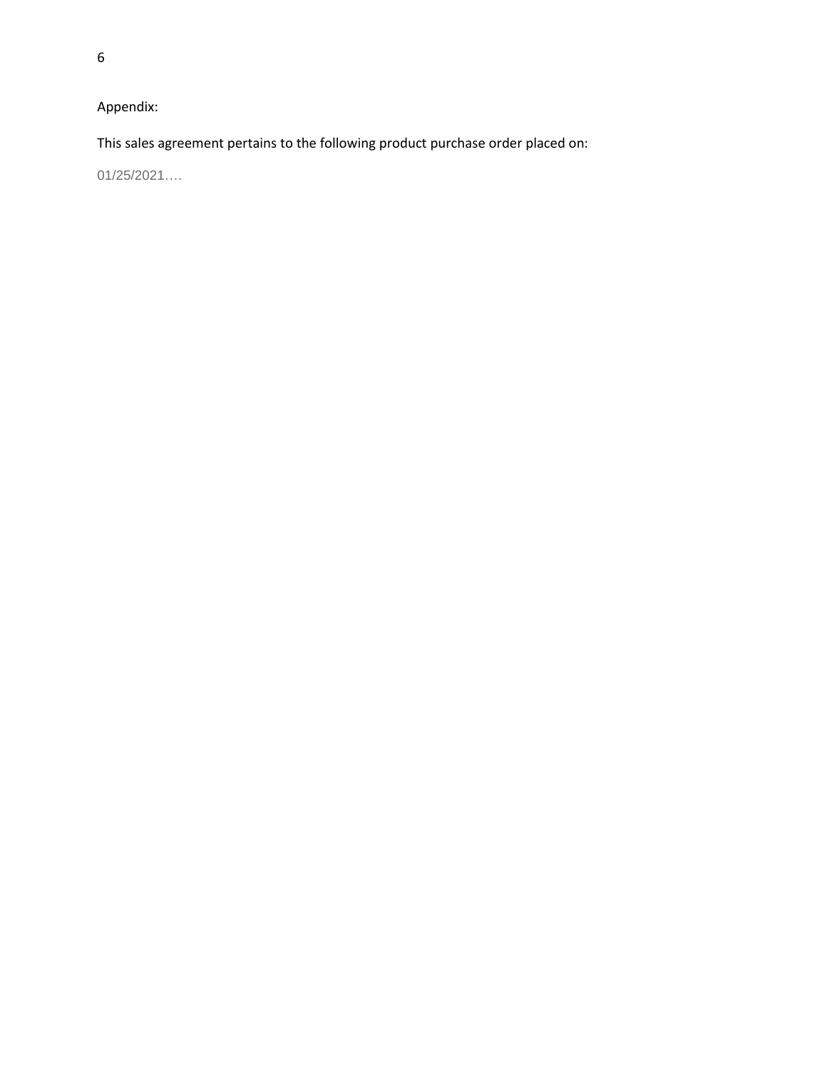Appendix:

This sales agreement pertains to the following product purchase order placed on:

01/25/2021….